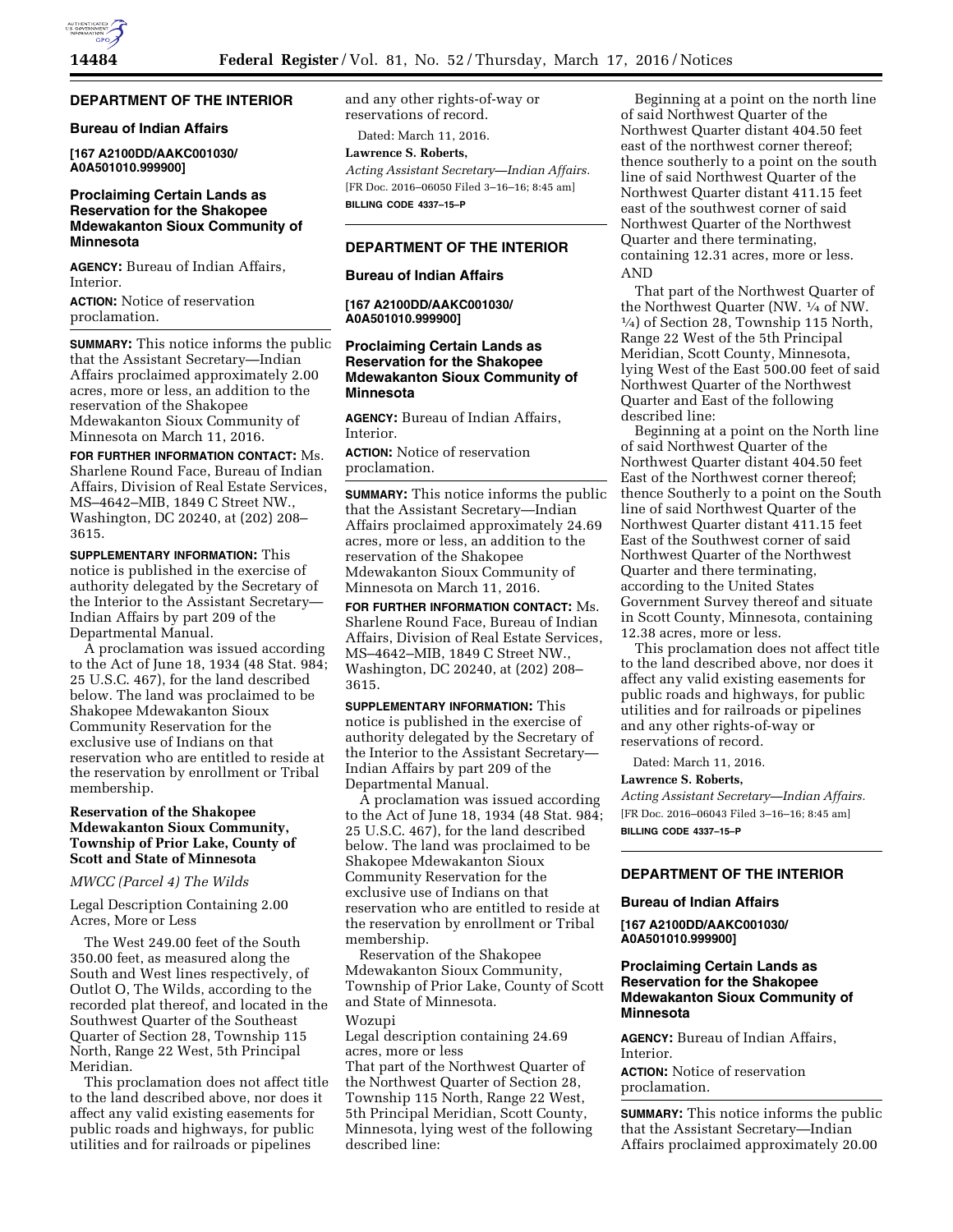## DEPARTMENT OF THE INTERIOR

### Bureau of Indian Affairs

**[167 A2100DD/AAKC001030/ A0A501010.999900]**

### Proclaiming Certain Lands as Reservation for the Shakopee Mdewakanton Sioux Community of Minnesota

**AGENCY:** Bureau of Indian Affairs, Interior.

**ACTION:** Notice of reservation proclamation.

**SUMMARY:** This notice informs the public that the Assistant Secretary—Indian Affairs proclaimed approximately 2.00 acres, more or less, an addition to the reservation of the Shakopee Mdewakanton Sioux Community of Minnesota on March 11, 2016.

**FOR FURTHER INFORMATION CONTACT:** Ms. Sharlene Round Face, Bureau of Indian Affairs, Division of Real Estate Services, MS–4642–MIB, 1849 C Street NW., Washington, DC 20240, at (202) 208–3615.

**SUPPLEMENTARY INFORMATION:** This notice is published in the exercise of authority delegated by the Secretary of the Interior to the Assistant Secretary—Indian Affairs by part 209 of the Departmental Manual.

A proclamation was issued according to the Act of June 18, 1934 (48 Stat. 984; 25 U.S.C. 467), for the land described below. The land was proclaimed to be Shakopee Mdewakanton Sioux Community Reservation for the exclusive use of Indians on that reservation who are entitled to reside at the reservation by enrollment or Tribal membership.

#### Reservation of the Shakopee Mdewakanton Sioux Community, Township of Prior Lake, County of Scott and State of Minnesota

*MWCC (Parcel 4) The Wilds*

Legal Description Containing 2.00 Acres, More or Less

The West 249.00 feet of the South 350.00 feet, as measured along the South and West lines respectively, of Outlot O, The Wilds, according to the recorded plat thereof, and located in the Southwest Quarter of the Southeast Quarter of Section 28, Township 115 North, Range 22 West, 5th Principal Meridian.

This proclamation does not affect title to the land described above, nor does it affect any valid existing easements for public roads and highways, for public utilities and for railroads or pipelines and any other rights-of-way or reservations of record.

Dated: March 11, 2016.

**Lawrence S. Roberts,**

*Acting Assistant Secretary—Indian Affairs.*

[FR Doc. 2016–06050 Filed 3–16–16; 8:45 am]

**BILLING CODE 4337–15–P**

## DEPARTMENT OF THE INTERIOR

### Bureau of Indian Affairs

**[167 A2100DD/AAKC001030/ A0A501010.999900]**

### Proclaiming Certain Lands as Reservation for the Shakopee Mdewakanton Sioux Community of Minnesota

**AGENCY:** Bureau of Indian Affairs, Interior.

**ACTION:** Notice of reservation proclamation.

**SUMMARY:** This notice informs the public that the Assistant Secretary—Indian Affairs proclaimed approximately 24.69 acres, more or less, an addition to the reservation of the Shakopee Mdewakanton Sioux Community of Minnesota on March 11, 2016.

**FOR FURTHER INFORMATION CONTACT:** Ms. Sharlene Round Face, Bureau of Indian Affairs, Division of Real Estate Services, MS–4642–MIB, 1849 C Street NW., Washington, DC 20240, at (202) 208–3615.

**SUPPLEMENTARY INFORMATION:** This notice is published in the exercise of authority delegated by the Secretary of the Interior to the Assistant Secretary—Indian Affairs by part 209 of the Departmental Manual.

A proclamation was issued according to the Act of June 18, 1934 (48 Stat. 984; 25 U.S.C. 467), for the land described below. The land was proclaimed to be Shakopee Mdewakanton Sioux Community Reservation for the exclusive use of Indians on that reservation who are entitled to reside at the reservation by enrollment or Tribal membership.

Reservation of the Shakopee Mdewakanton Sioux Community, Township of Prior Lake, County of Scott and State of Minnesota.

Wozupi

Legal description containing 24.69 acres, more or less

That part of the Northwest Quarter of the Northwest Quarter of Section 28, Township 115 North, Range 22 West, 5th Principal Meridian, Scott County, Minnesota, lying west of the following described line:

Beginning at a point on the north line of said Northwest Quarter of the Northwest Quarter distant 404.50 feet east of the northwest corner thereof; thence southerly to a point on the south line of said Northwest Quarter of the Northwest Quarter distant 411.15 feet east of the southwest corner of said Northwest Quarter of the Northwest Quarter and there terminating, containing 12.31 acres, more or less.

AND

That part of the Northwest Quarter of the Northwest Quarter (NW. ¼ of NW. ¼) of Section 28, Township 115 North, Range 22 West of the 5th Principal Meridian, Scott County, Minnesota, lying West of the East 500.00 feet of said Northwest Quarter of the Northwest Quarter and East of the following described line:

Beginning at a point on the North line of said Northwest Quarter of the Northwest Quarter distant 404.50 feet East of the Northwest corner thereof; thence Southerly to a point on the South line of said Northwest Quarter of the Northwest Quarter distant 411.15 feet East of the Southwest corner of said Northwest Quarter of the Northwest Quarter and there terminating, according to the United States Government Survey thereof and situate in Scott County, Minnesota, containing 12.38 acres, more or less.

This proclamation does not affect title to the land described above, nor does it affect any valid existing easements for public roads and highways, for public utilities and for railroads or pipelines and any other rights-of-way or reservations of record.

Dated: March 11, 2016.

**Lawrence S. Roberts,**

*Acting Assistant Secretary—Indian Affairs.*

[FR Doc. 2016–06043 Filed 3–16–16; 8:45 am]

**BILLING CODE 4337–15–P**

## DEPARTMENT OF THE INTERIOR

### Bureau of Indian Affairs

**[167 A2100DD/AAKC001030/ A0A501010.999900]**

### Proclaiming Certain Lands as Reservation for the Shakopee Mdewakanton Sioux Community of Minnesota

**AGENCY:** Bureau of Indian Affairs, Interior.

**ACTION:** Notice of reservation proclamation.

**SUMMARY:** This notice informs the public that the Assistant Secretary—Indian Affairs proclaimed approximately 20.00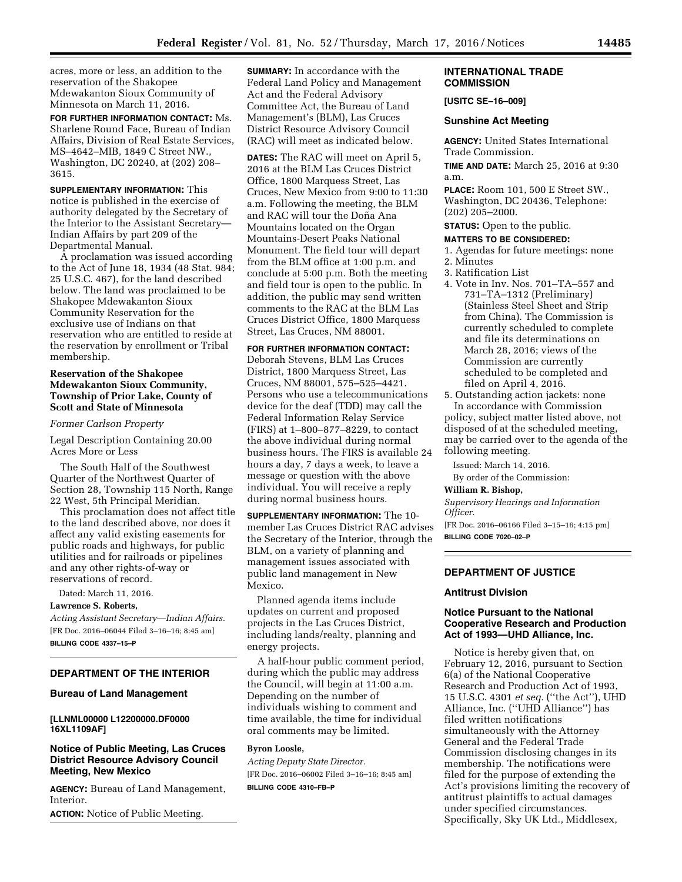acres, more or less, an addition to the reservation of the Shakopee Mdewakanton Sioux Community of Minnesota on March 11, 2016.

**FOR FURTHER INFORMATION CONTACT:** Ms. Sharlene Round Face, Bureau of Indian Affairs, Division of Real Estate Services, MS–4642–MIB, 1849 C Street NW., Washington, DC 20240, at (202) 208–3615.

**SUPPLEMENTARY INFORMATION:** This notice is published in the exercise of authority delegated by the Secretary of the Interior to the Assistant Secretary—Indian Affairs by part 209 of the Departmental Manual.

A proclamation was issued according to the Act of June 18, 1934 (48 Stat. 984; 25 U.S.C. 467), for the land described below. The land was proclaimed to be Shakopee Mdewakanton Sioux Community Reservation for the exclusive use of Indians on that reservation who are entitled to reside at the reservation by enrollment or Tribal membership.

**Reservation of the Shakopee Mdewakanton Sioux Community, Township of Prior Lake, County of Scott and State of Minnesota**

*Former Carlson Property*

Legal Description Containing 20.00 Acres More or Less

The South Half of the Southwest Quarter of the Northwest Quarter of Section 28, Township 115 North, Range 22 West, 5th Principal Meridian.

This proclamation does not affect title to the land described above, nor does it affect any valid existing easements for public roads and highways, for public utilities and for railroads or pipelines and any other rights-of-way or reservations of record.

Dated: March 11, 2016.

**Lawrence S. Roberts,**

*Acting Assistant Secretary—Indian Affairs.*

[FR Doc. 2016–06044 Filed 3–16–16; 8:45 am]

**BILLING CODE 4337–15–P**

## DEPARTMENT OF THE INTERIOR

### Bureau of Land Management

**[LLNML00000 L12200000.DF0000 16XL1109AF]**

### Notice of Public Meeting, Las Cruces District Resource Advisory Council Meeting, New Mexico

**AGENCY:** Bureau of Land Management, Interior.

**ACTION:** Notice of Public Meeting.

**SUMMARY:** In accordance with the Federal Land Policy and Management Act and the Federal Advisory Committee Act, the Bureau of Land Management's (BLM), Las Cruces District Resource Advisory Council (RAC) will meet as indicated below.

**DATES:** The RAC will meet on April 5, 2016 at the BLM Las Cruces District Office, 1800 Marquess Street, Las Cruces, New Mexico from 9:00 to 11:30 a.m. Following the meeting, the BLM and RAC will tour the Doña Ana Mountains located on the Organ Mountains-Desert Peaks National Monument. The field tour will depart from the BLM office at 1:00 p.m. and conclude at 5:00 p.m. Both the meeting and field tour is open to the public. In addition, the public may send written comments to the RAC at the BLM Las Cruces District Office, 1800 Marquess Street, Las Cruces, NM 88001.

**FOR FURTHER INFORMATION CONTACT:** Deborah Stevens, BLM Las Cruces District, 1800 Marquess Street, Las Cruces, NM 88001, 575–525–4421. Persons who use a telecommunications device for the deaf (TDD) may call the Federal Information Relay Service (FIRS) at 1–800–877–8229, to contact the above individual during normal business hours. The FIRS is available 24 hours a day, 7 days a week, to leave a message or question with the above individual. You will receive a reply during normal business hours.

**SUPPLEMENTARY INFORMATION:** The 10-member Las Cruces District RAC advises the Secretary of the Interior, through the BLM, on a variety of planning and management issues associated with public land management in New Mexico.

Planned agenda items include updates on current and proposed projects in the Las Cruces District, including lands/realty, planning and energy projects.

A half-hour public comment period, during which the public may address the Council, will begin at 11:00 a.m. Depending on the number of individuals wishing to comment and time available, the time for individual oral comments may be limited.

**Byron Loosle,**

*Acting Deputy State Director.*

[FR Doc. 2016–06002 Filed 3–16–16; 8:45 am]

**BILLING CODE 4310–FB–P**

## INTERNATIONAL TRADE COMMISSION

**[USITC SE–16–009]**

### Sunshine Act Meeting

**AGENCY:** United States International Trade Commission.

**TIME AND DATE:** March 25, 2016 at 9:30 a.m.

**PLACE:** Room 101, 500 E Street SW., Washington, DC 20436, Telephone: (202) 205–2000.

**STATUS:** Open to the public.

**MATTERS TO BE CONSIDERED:**

1. Agendas for future meetings: none
2. Minutes
3. Ratification List
4. Vote in Inv. Nos. 701–TA–557 and 731–TA–1312 (Preliminary) (Stainless Steel Sheet and Strip from China). The Commission is currently scheduled to complete and file its determinations on March 28, 2016; views of the Commission are currently scheduled to be completed and filed on April 4, 2016.
5. Outstanding action jackets: none

In accordance with Commission policy, subject matter listed above, not disposed of at the scheduled meeting, may be carried over to the agenda of the following meeting.

Issued: March 14, 2016.

By order of the Commission:

**William R. Bishop,**

*Supervisory Hearings and Information Officer.*

[FR Doc. 2016–06166 Filed 3–15–16; 4:15 pm]

**BILLING CODE 7020–02–P**

## DEPARTMENT OF JUSTICE

### Antitrust Division

### Notice Pursuant to the National Cooperative Research and Production Act of 1993—UHD Alliance, Inc.

Notice is hereby given that, on February 12, 2016, pursuant to Section 6(a) of the National Cooperative Research and Production Act of 1993, 15 U.S.C. 4301 *et seq.* ("the Act"), UHD Alliance, Inc. ("UHD Alliance") has filed written notifications simultaneously with the Attorney General and the Federal Trade Commission disclosing changes in its membership. The notifications were filed for the purpose of extending the Act's provisions limiting the recovery of antitrust plaintiffs to actual damages under specified circumstances. Specifically, Sky UK Ltd., Middlesex,